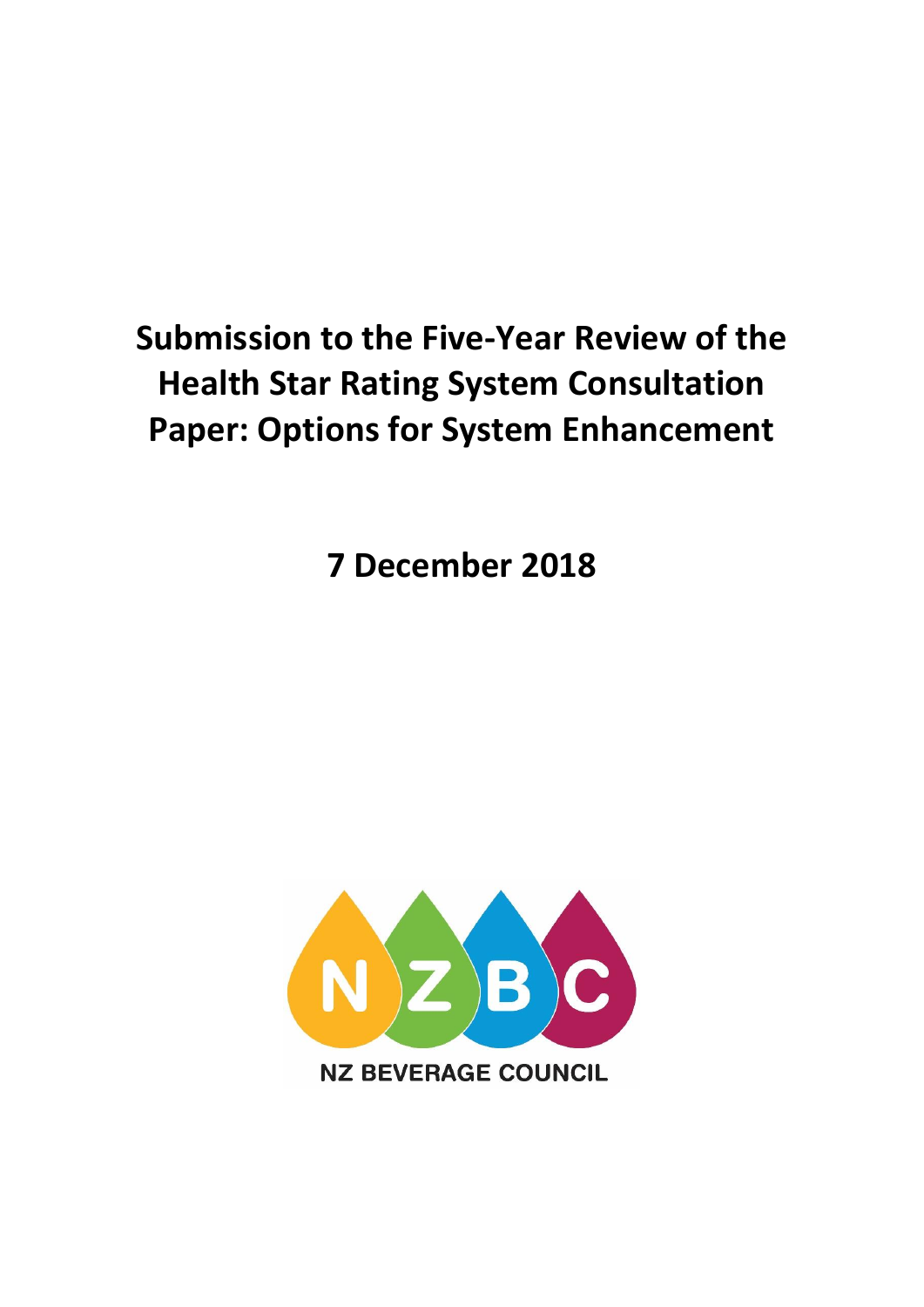# Submission to the Five-Year Review of the Health Star Rating System Consultation Paper: Options for System Enhancement

**7 December 2018**

NZBC

NZ BEVERAGE COUNCIL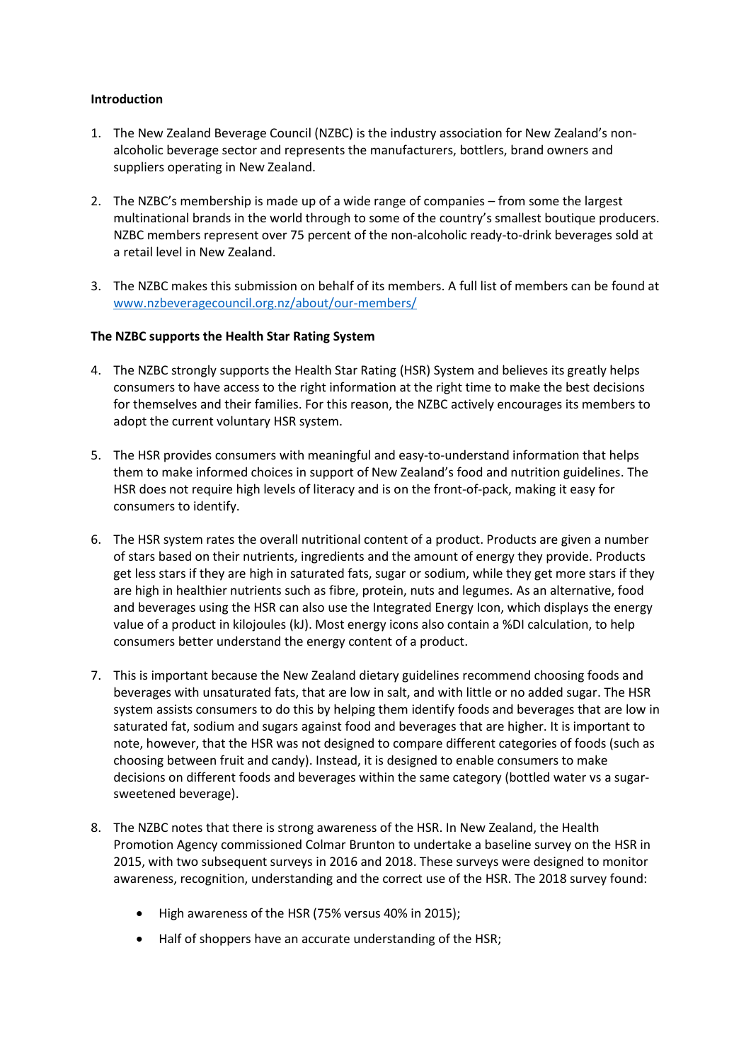**Introduction**

1. The New Zealand Beverage Council (NZBC) is the industry association for New Zealand's non-alcoholic beverage sector and represents the manufacturers, bottlers, brand owners and suppliers operating in New Zealand.

2. The NZBC's membership is made up of a wide range of companies – from some the largest multinational brands in the world through to some of the country's smallest boutique producers. NZBC members represent over 75 percent of the non-alcoholic ready-to-drink beverages sold at a retail level in New Zealand.

3. The NZBC makes this submission on behalf of its members. A full list of members can be found at [www.nzbeveragecouncil.org.nz/about/our-members/](www.nzbeveragecouncil.org.nz/about/our-members/)

**The NZBC supports the Health Star Rating System**

4. The NZBC strongly supports the Health Star Rating (HSR) System and believes its greatly helps consumers to have access to the right information at the right time to make the best decisions for themselves and their families. For this reason, the NZBC actively encourages its members to adopt the current voluntary HSR system.

5. The HSR provides consumers with meaningful and easy-to-understand information that helps them to make informed choices in support of New Zealand's food and nutrition guidelines. The HSR does not require high levels of literacy and is on the front-of-pack, making it easy for consumers to identify.

6. The HSR system rates the overall nutritional content of a product. Products are given a number of stars based on their nutrients, ingredients and the amount of energy they provide. Products get less stars if they are high in saturated fats, sugar or sodium, while they get more stars if they are high in healthier nutrients such as fibre, protein, nuts and legumes. As an alternative, food and beverages using the HSR can also use the Integrated Energy Icon, which displays the energy value of a product in kilojoules (kJ). Most energy icons also contain a %DI calculation, to help consumers better understand the energy content of a product.

7. This is important because the New Zealand dietary guidelines recommend choosing foods and beverages with unsaturated fats, that are low in salt, and with little or no added sugar. The HSR system assists consumers to do this by helping them identify foods and beverages that are low in saturated fat, sodium and sugars against food and beverages that are higher. It is important to note, however, that the HSR was not designed to compare different categories of foods (such as choosing between fruit and candy). Instead, it is designed to enable consumers to make decisions on different foods and beverages within the same category (bottled water vs a sugar-sweetened beverage).

8. The NZBC notes that there is strong awareness of the HSR. In New Zealand, the Health Promotion Agency commissioned Colmar Brunton to undertake a baseline survey on the HSR in 2015, with two subsequent surveys in 2016 and 2018. These surveys were designed to monitor awareness, recognition, understanding and the correct use of the HSR. The 2018 survey found:

    - High awareness of the HSR (75% versus 40% in 2015);
    - Half of shoppers have an accurate understanding of the HSR;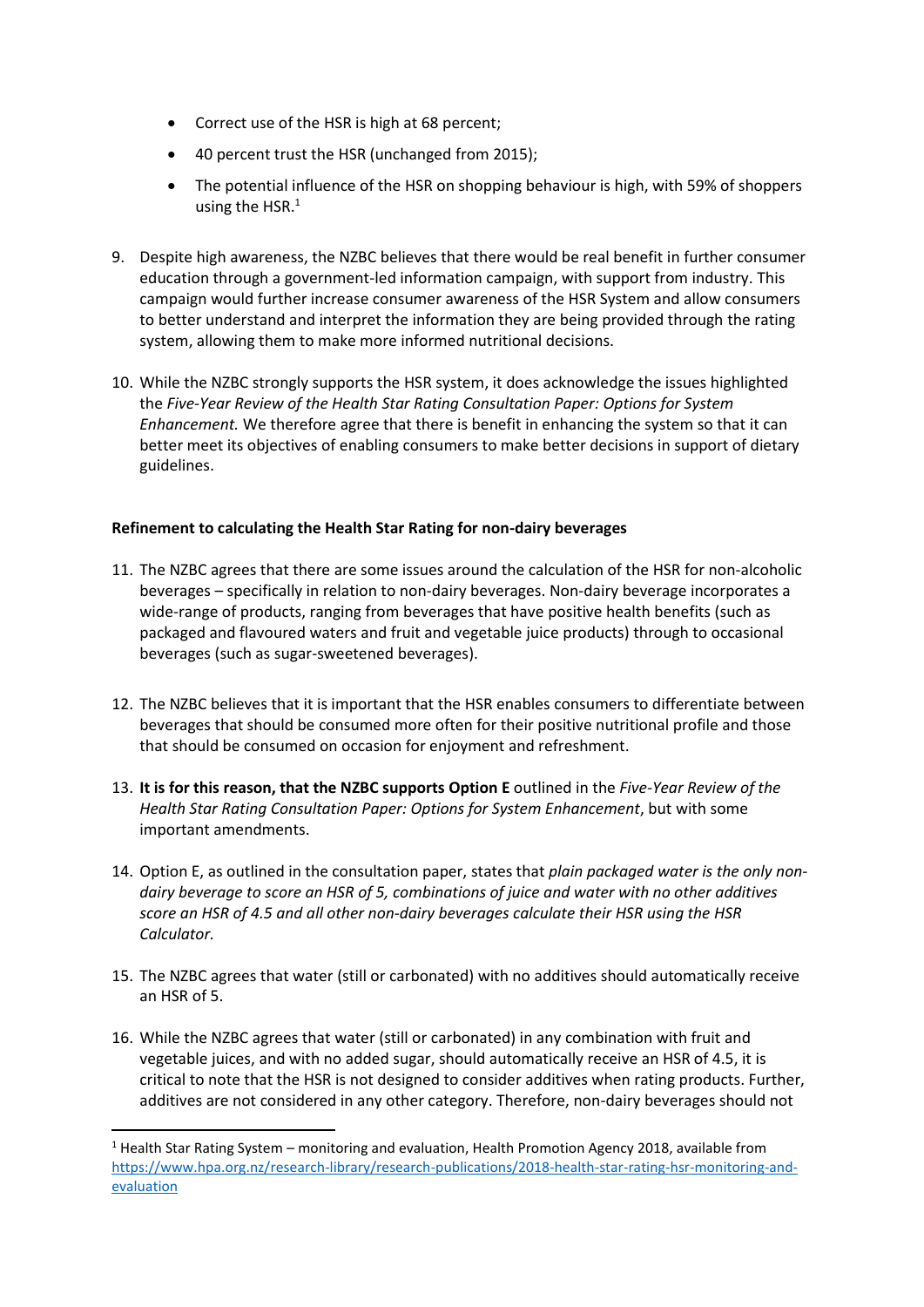- Correct use of the HSR is high at 68 percent;
- 40 percent trust the HSR (unchanged from 2015);
- The potential influence of the HSR on shopping behaviour is high, with 59% of shoppers using the HSR.[1]

9. Despite high awareness, the NZBC believes that there would be real benefit in further consumer education through a government-led information campaign, with support from industry. This campaign would further increase consumer awareness of the HSR System and allow consumers to better understand and interpret the information they are being provided through the rating system, allowing them to make more informed nutritional decisions.

10. While the NZBC strongly supports the HSR system, it does acknowledge the issues highlighted the *Five-Year Review of the Health Star Rating Consultation Paper: Options for System Enhancement.* We therefore agree that there is benefit in enhancing the system so that it can better meet its objectives of enabling consumers to make better decisions in support of dietary guidelines.

**Refinement to calculating the Health Star Rating for non-dairy beverages**

11. The NZBC agrees that there are some issues around the calculation of the HSR for non-alcoholic beverages – specifically in relation to non-dairy beverages. Non-dairy beverage incorporates a wide-range of products, ranging from beverages that have positive health benefits (such as packaged and flavoured waters and fruit and vegetable juice products) through to occasional beverages (such as sugar-sweetened beverages).

12. The NZBC believes that it is important that the HSR enables consumers to differentiate between beverages that should be consumed more often for their positive nutritional profile and those that should be consumed on occasion for enjoyment and refreshment.

13. **It is for this reason, that the NZBC supports Option E** outlined in the *Five-Year Review of the Health Star Rating Consultation Paper: Options for System Enhancement*, but with some important amendments.

14. Option E, as outlined in the consultation paper, states that *plain packaged water is the only non-dairy beverage to score an HSR of 5, combinations of juice and water with no other additives score an HSR of 4.5 and all other non-dairy beverages calculate their HSR using the HSR Calculator.*

15. The NZBC agrees that water (still or carbonated) with no additives should automatically receive an HSR of 5.

16. While the NZBC agrees that water (still or carbonated) in any combination with fruit and vegetable juices, and with no added sugar, should automatically receive an HSR of 4.5, it is critical to note that the HSR is not designed to consider additives when rating products. Further, additives are not considered in any other category. Therefore, non-dairy beverages should not

[1] Health Star Rating System – monitoring and evaluation, Health Promotion Agency 2018, available from https://www.hpa.org.nz/research-library/research-publications/2018-health-star-rating-hsr-monitoring-and-evaluation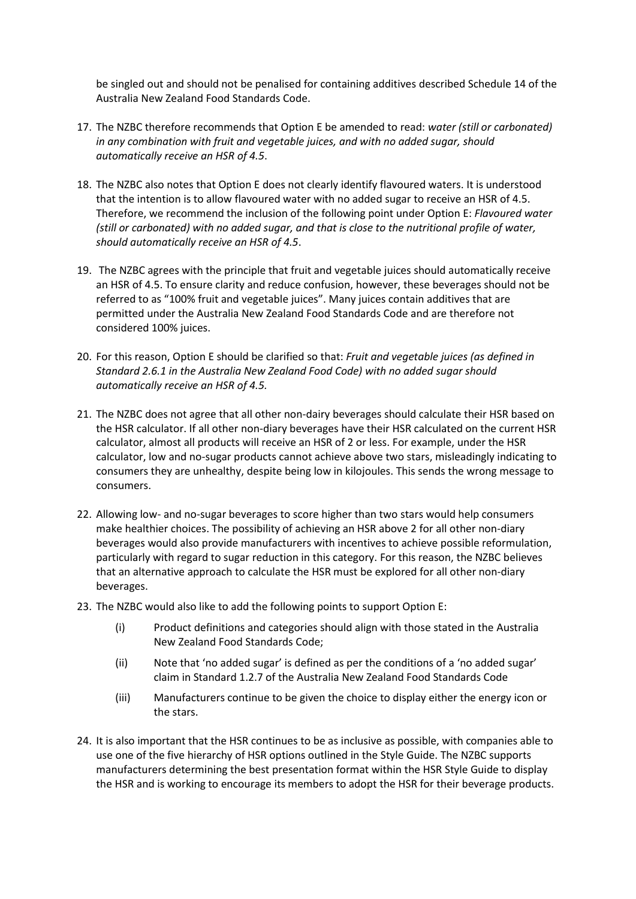be singled out and should not be penalised for containing additives described Schedule 14 of the Australia New Zealand Food Standards Code.

17. The NZBC therefore recommends that Option E be amended to read: *water (still or carbonated) in any combination with fruit and vegetable juices, and with no added sugar, should automatically receive an HSR of 4.5*.

18. The NZBC also notes that Option E does not clearly identify flavoured waters. It is understood that the intention is to allow flavoured water with no added sugar to receive an HSR of 4.5. Therefore, we recommend the inclusion of the following point under Option E: *Flavoured water (still or carbonated) with no added sugar, and that is close to the nutritional profile of water, should automatically receive an HSR of 4.5*.

19. The NZBC agrees with the principle that fruit and vegetable juices should automatically receive an HSR of 4.5. To ensure clarity and reduce confusion, however, these beverages should not be referred to as "100% fruit and vegetable juices". Many juices contain additives that are permitted under the Australia New Zealand Food Standards Code and are therefore not considered 100% juices.

20. For this reason, Option E should be clarified so that: *Fruit and vegetable juices (as defined in Standard 2.6.1 in the Australia New Zealand Food Code) with no added sugar should automatically receive an HSR of 4.5.*

21. The NZBC does not agree that all other non-dairy beverages should calculate their HSR based on the HSR calculator. If all other non-diary beverages have their HSR calculated on the current HSR calculator, almost all products will receive an HSR of 2 or less. For example, under the HSR calculator, low and no-sugar products cannot achieve above two stars, misleadingly indicating to consumers they are unhealthy, despite being low in kilojoules. This sends the wrong message to consumers.

22. Allowing low- and no-sugar beverages to score higher than two stars would help consumers make healthier choices. The possibility of achieving an HSR above 2 for all other non-diary beverages would also provide manufacturers with incentives to achieve possible reformulation, particularly with regard to sugar reduction in this category. For this reason, the NZBC believes that an alternative approach to calculate the HSR must be explored for all other non-diary beverages.

23. The NZBC would also like to add the following points to support Option E:

    (i) Product definitions and categories should align with those stated in the Australia New Zealand Food Standards Code;

    (ii) Note that 'no added sugar' is defined as per the conditions of a 'no added sugar' claim in Standard 1.2.7 of the Australia New Zealand Food Standards Code

    (iii) Manufacturers continue to be given the choice to display either the energy icon or the stars.

24. It is also important that the HSR continues to be as inclusive as possible, with companies able to use one of the five hierarchy of HSR options outlined in the Style Guide. The NZBC supports manufacturers determining the best presentation format within the HSR Style Guide to display the HSR and is working to encourage its members to adopt the HSR for their beverage products.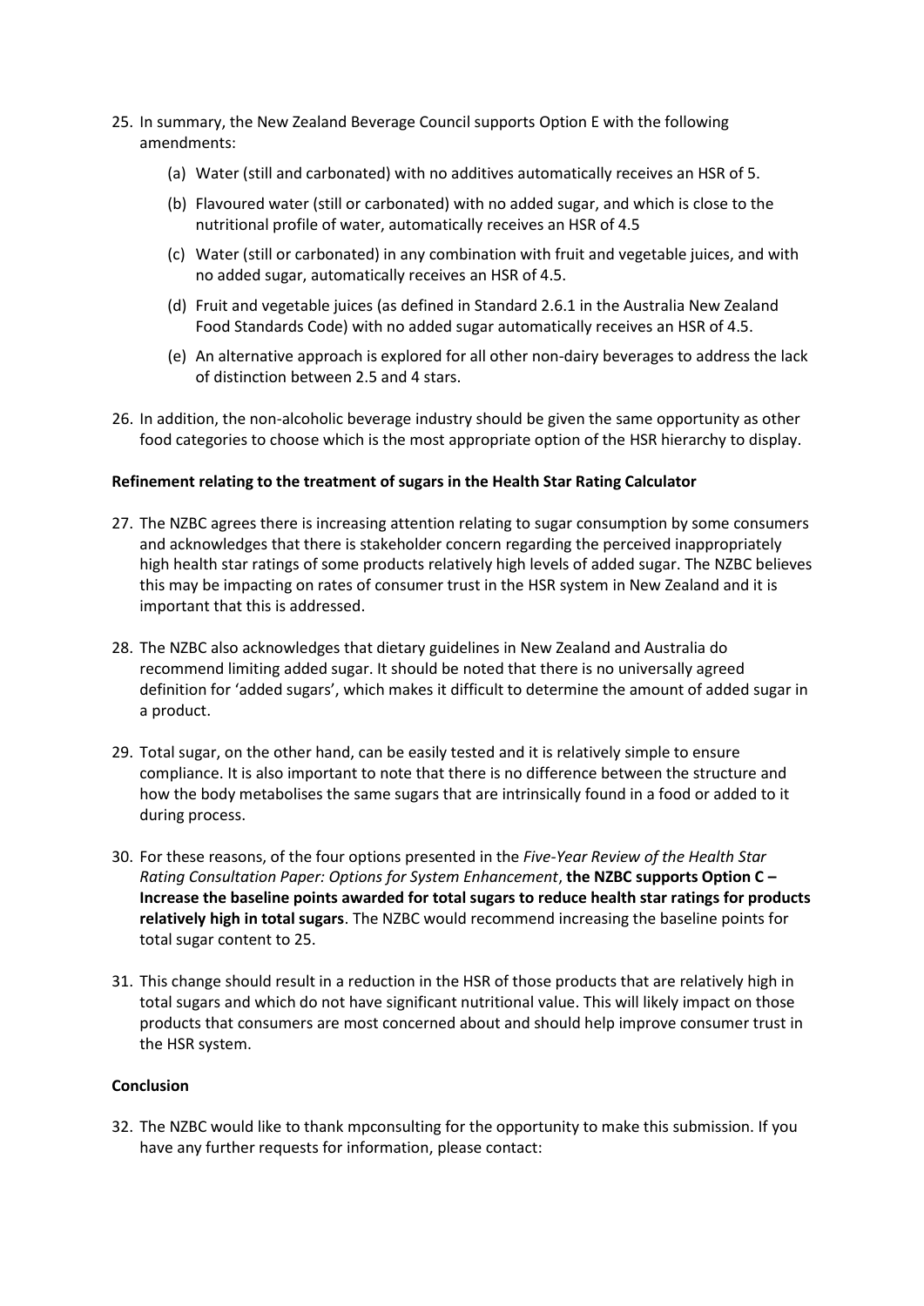25. In summary, the New Zealand Beverage Council supports Option E with the following amendments:

    (a) Water (still and carbonated) with no additives automatically receives an HSR of 5.

    (b) Flavoured water (still or carbonated) with no added sugar, and which is close to the nutritional profile of water, automatically receives an HSR of 4.5

    (c) Water (still or carbonated) in any combination with fruit and vegetable juices, and with no added sugar, automatically receives an HSR of 4.5.

    (d) Fruit and vegetable juices (as defined in Standard 2.6.1 in the Australia New Zealand Food Standards Code) with no added sugar automatically receives an HSR of 4.5.

    (e) An alternative approach is explored for all other non-dairy beverages to address the lack of distinction between 2.5 and 4 stars.

26. In addition, the non-alcoholic beverage industry should be given the same opportunity as other food categories to choose which is the most appropriate option of the HSR hierarchy to display.

**Refinement relating to the treatment of sugars in the Health Star Rating Calculator**

27. The NZBC agrees there is increasing attention relating to sugar consumption by some consumers and acknowledges that there is stakeholder concern regarding the perceived inappropriately high health star ratings of some products relatively high levels of added sugar. The NZBC believes this may be impacting on rates of consumer trust in the HSR system in New Zealand and it is important that this is addressed.

28. The NZBC also acknowledges that dietary guidelines in New Zealand and Australia do recommend limiting added sugar. It should be noted that there is no universally agreed definition for 'added sugars', which makes it difficult to determine the amount of added sugar in a product.

29. Total sugar, on the other hand, can be easily tested and it is relatively simple to ensure compliance. It is also important to note that there is no difference between the structure and how the body metabolises the same sugars that are intrinsically found in a food or added to it during process.

30. For these reasons, of the four options presented in the *Five-Year Review of the Health Star Rating Consultation Paper: Options for System Enhancement*, **the NZBC supports Option C – Increase the baseline points awarded for total sugars to reduce health star ratings for products relatively high in total sugars**. The NZBC would recommend increasing the baseline points for total sugar content to 25.

31. This change should result in a reduction in the HSR of those products that are relatively high in total sugars and which do not have significant nutritional value. This will likely impact on those products that consumers are most concerned about and should help improve consumer trust in the HSR system.

**Conclusion**

32. The NZBC would like to thank mpconsulting for the opportunity to make this submission. If you have any further requests for information, please contact: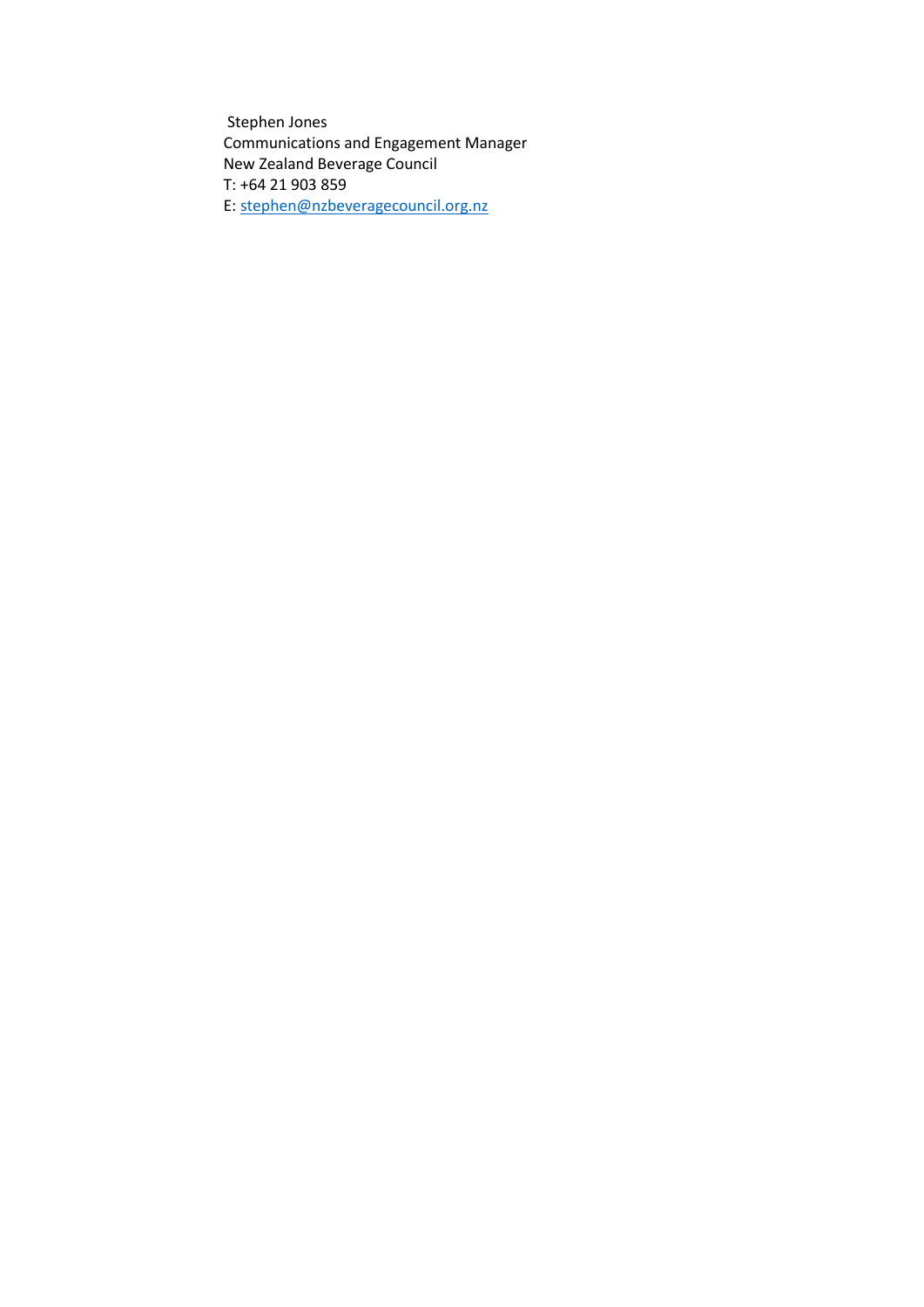Stephen Jones
Communications and Engagement Manager
New Zealand Beverage Council
T: +64 21 903 859
E: stephen@nzbeveragecouncil.org.nz